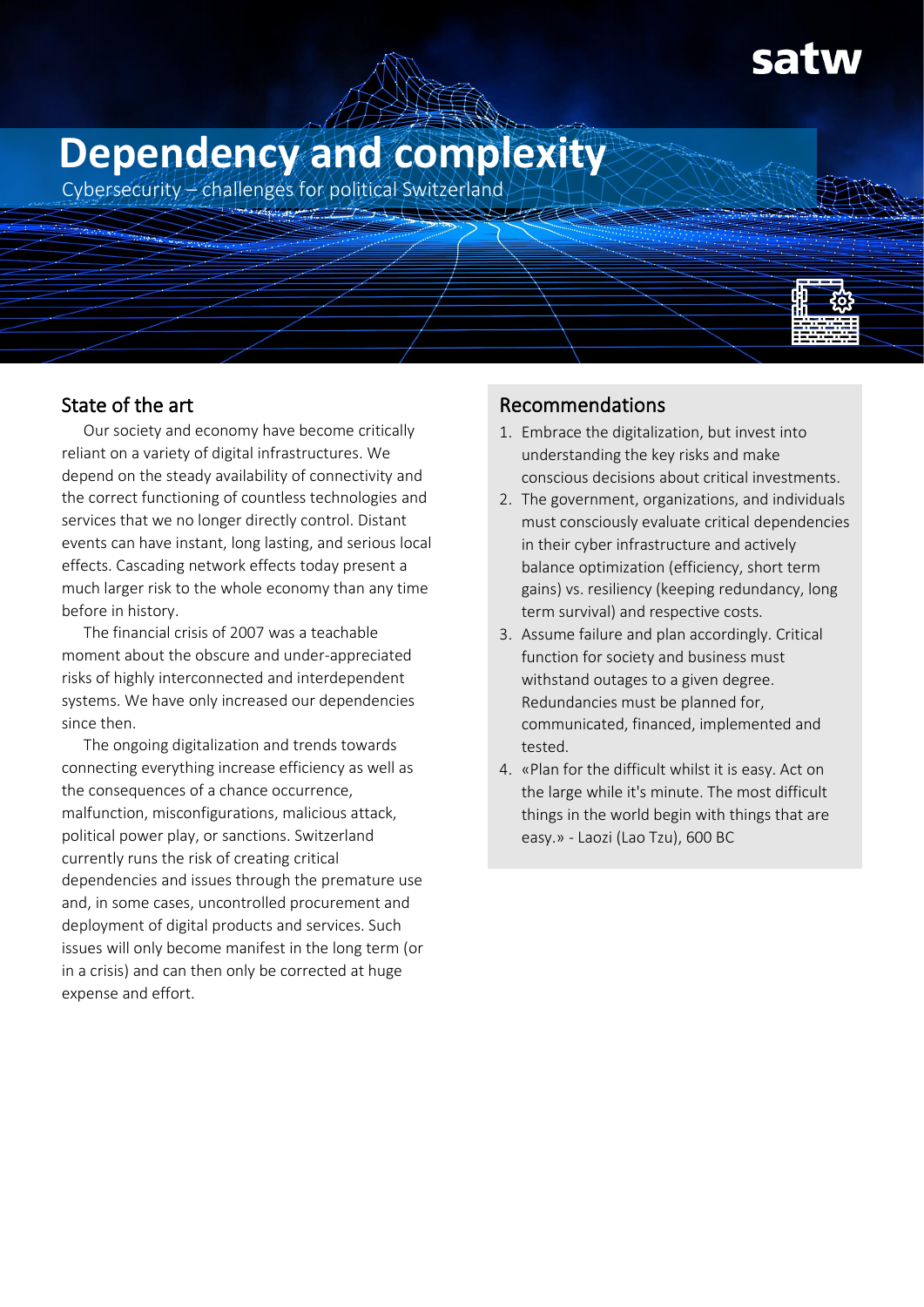# Dependency and complexity

Cybersecurity – challenges for political Switzerland

## State of the art

Our society and economy have become critically reliant on a variety of digital infrastructures. We depend on the steady availability of connectivity and the correct functioning of countless technologies and services that we no longer directly control. Distant events can have instant, long lasting, and serious local effects. Cascading network effects today present a much larger risk to the whole economy than any time before in history.

The financial crisis of 2007 was a teachable moment about the obscure and under-appreciated risks of highly interconnected and interdependent systems. We have only increased our dependencies since then.

The ongoing digitalization and trends towards connecting everything increase efficiency as well as the consequences of a chance occurrence, malfunction, misconfigurations, malicious attack, political power play, or sanctions. Switzerland currently runs the risk of creating critical dependencies and issues through the premature use and, in some cases, uncontrolled procurement and deployment of digital products and services. Such issues will only become manifest in the long term (or in a crisis) and can then only be corrected at huge expense and effort.

## Recommendations

1. Embrace the digitalization, but invest into understanding the key risks and make conscious decisions about critical investments.
2. The government, organizations, and individuals must consciously evaluate critical dependencies in their cyber infrastructure and actively balance optimization (efficiency, short term gains) vs. resiliency (keeping redundancy, long term survival) and respective costs.
3. Assume failure and plan accordingly. Critical function for society and business must withstand outages to a given degree. Redundancies must be planned for, communicated, financed, implemented and tested.
4. «Plan for the difficult whilst it is easy. Act on the large while it's minute. The most difficult things in the world begin with things that are easy.» - Laozi (Lao Tzu), 600 BC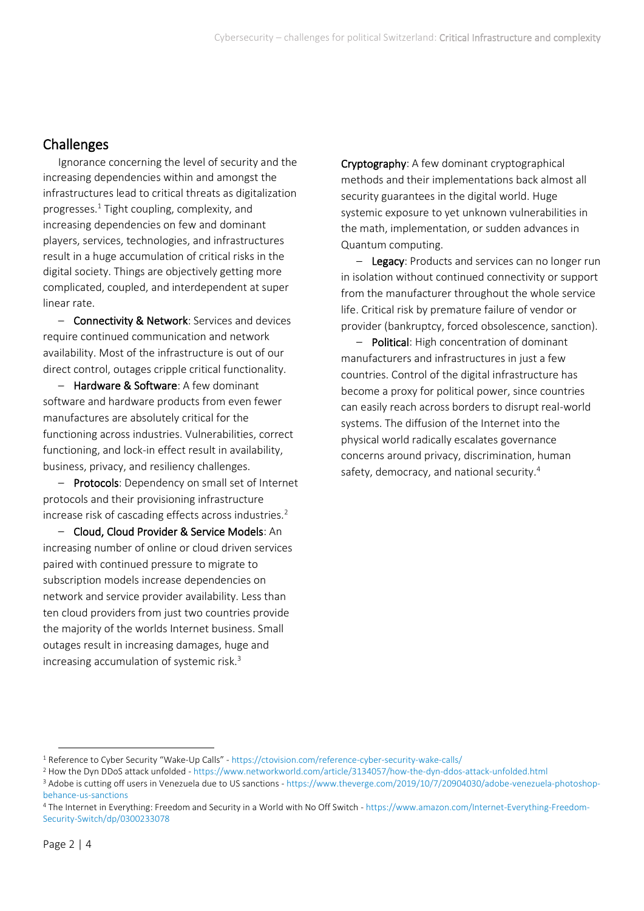## Challenges

Ignorance concerning the level of security and the increasing dependencies within and amongst the infrastructures lead to critical threats as digitalization progresses.[1] Tight coupling, complexity, and increasing dependencies on few and dominant players, services, technologies, and infrastructures result in a huge accumulation of critical risks in the digital society. Things are objectively getting more complicated, coupled, and interdependent at super linear rate.

- **Connectivity & Network**: Services and devices require continued communication and network availability. Most of the infrastructure is out of our direct control, outages cripple critical functionality.
- **Hardware & Software**: A few dominant software and hardware products from even fewer manufactures are absolutely critical for the functioning across industries. Vulnerabilities, correct functioning, and lock-in effect result in availability, business, privacy, and resiliency challenges.
- **Protocols**: Dependency on small set of Internet protocols and their provisioning infrastructure increase risk of cascading effects across industries.[2]
- **Cloud, Cloud Provider & Service Models**: An increasing number of online or cloud driven services paired with continued pressure to migrate to subscription models increase dependencies on network and service provider availability. Less than ten cloud providers from just two countries provide the majority of the worlds Internet business. Small outages result in increasing damages, huge and increasing accumulation of systemic risk.[3]

**Cryptography**: A few dominant cryptographical methods and their implementations back almost all security guarantees in the digital world. Huge systemic exposure to yet unknown vulnerabilities in the math, implementation, or sudden advances in Quantum computing.

- **Legacy**: Products and services can no longer run in isolation without continued connectivity or support from the manufacturer throughout the whole service life. Critical risk by premature failure of vendor or provider (bankruptcy, forced obsolescence, sanction).
- **Political**: High concentration of dominant manufacturers and infrastructures in just a few countries. Control of the digital infrastructure has become a proxy for political power, since countries can easily reach across borders to disrupt real-world systems. The diffusion of the Internet into the physical world radically escalates governance concerns around privacy, discrimination, human safety, democracy, and national security.[4]

---

[1] Reference to Cyber Security "Wake-Up Calls" - https://ctovision.com/reference-cyber-security-wake-calls/

[2] How the Dyn DDoS attack unfolded - https://www.networkworld.com/article/3134057/how-the-dyn-ddos-attack-unfolded.html

[3] Adobe is cutting off users in Venezuela due to US sanctions - https://www.theverge.com/2019/10/7/20904030/adobe-venezuela-photoshop-behance-us-sanctions

[4] The Internet in Everything: Freedom and Security in a World with No Off Switch - https://www.amazon.com/Internet-Everything-Freedom-Security-Switch/dp/0300233078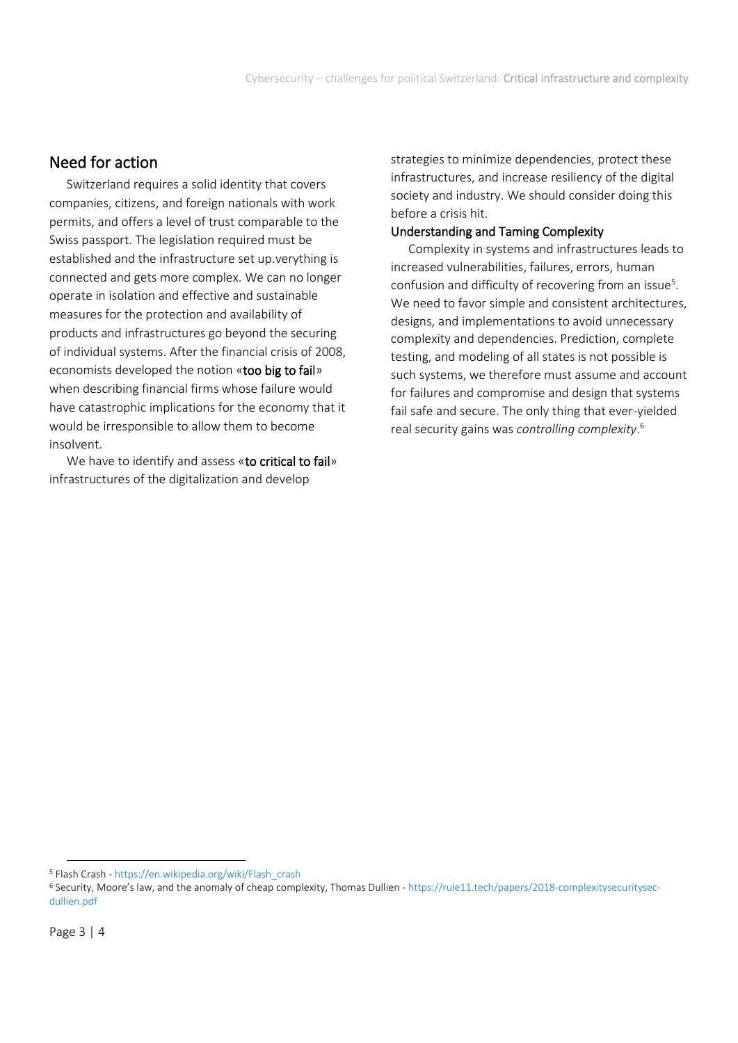## Need for action

Switzerland requires a solid identity that covers companies, citizens, and foreign nationals with work permits, and offers a level of trust comparable to the Swiss passport. The legislation required must be established and the infrastructure set up.verything is connected and gets more complex. We can no longer operate in isolation and effective and sustainable measures for the protection and availability of products and infrastructures go beyond the securing of individual systems. After the financial crisis of 2008, economists developed the notion «**too big to fail**» when describing financial firms whose failure would have catastrophic implications for the economy that it would be irresponsible to allow them to become insolvent.

We have to identify and assess «**to critical to fail**» infrastructures of the digitalization and develop strategies to minimize dependencies, protect these infrastructures, and increase resiliency of the digital society and industry. We should consider doing this before a crisis hit.

### Understanding and Taming Complexity

Complexity in systems and infrastructures leads to increased vulnerabilities, failures, errors, human confusion and difficulty of recovering from an issue[5]. We need to favor simple and consistent architectures, designs, and implementations to avoid unnecessary complexity and dependencies. Prediction, complete testing, and modeling of all states is not possible is such systems, we therefore must assume and account for failures and compromise and design that systems fail safe and secure. The only thing that ever-yielded real security gains was *controlling complexity*.[6]

---

[5] Flash Crash - https://en.wikipedia.org/wiki/Flash_crash

[6] Security, Moore's law, and the anomaly of cheap complexity, Thomas Dullien - https://rule11.tech/papers/2018-complexitysecuritysec-dullien.pdf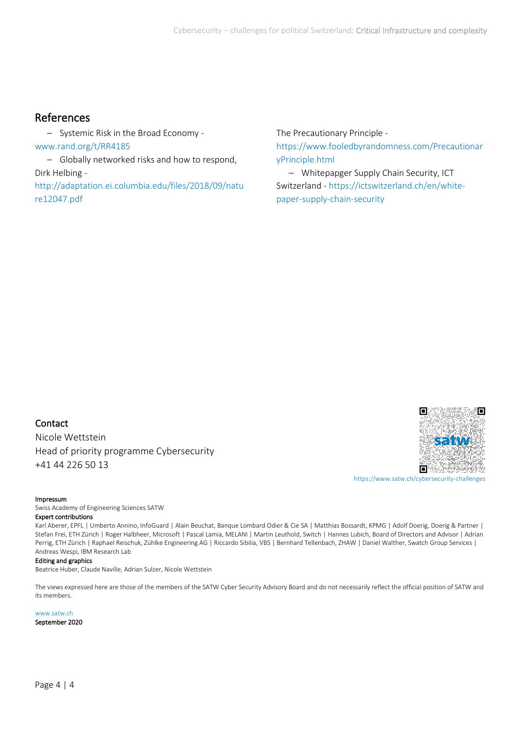## References

- Systemic Risk in the Broad Economy - www.rand.org/t/RR4185
- Globally networked risks and how to respond, Dirk Helbing - http://adaptation.ei.columbia.edu/files/2018/09/nature12047.pdf

The Precautionary Principle - https://www.fooledbyrandomness.com/PrecautionaryPrinciple.html

- Whitepapger Supply Chain Security, ICT Switzerland - https://ictswitzerland.ch/en/white-paper-supply-chain-security

## Contact

Nicole Wettstein
Head of priority programme Cybersecurity
+41 44 226 50 13

https://www.satw.ch/cybersecurity-challenges

**Impressum**
Swiss Academy of Engineering Sciences SATW

**Expert contributions**
Karl Aberer, EPFL | Umberto Annino, InfoGuard | Alain Beuchat, Banque Lombard Odier & Cie SA | Matthias Bossardt, KPMG | Adolf Doerig, Doerig & Partner | Stefan Frei, ETH Zürich | Roger Halbheer, Microsoft | Pascal Lamia, MELANI | Martin Leuthold, Switch | Hannes Lubich, Board of Directors and Advisor | Adrian Perrig, ETH Zürich | Raphael Reischuk, Zühlke Engineering AG | Riccardo Sibilia, VBS | Bernhard Tellenbach, ZHAW | Daniel Walther, Swatch Group Services | Andreas Wespi, IBM Research Lab

**Editing and graphics**
Beatrice Huber, Claude Naville, Adrian Sulzer, Nicole Wettstein

The views expressed here are those of the members of the SATW Cyber Security Advisory Board and do not necessarily reflect the official position of SATW and its members.

www.satw.ch
**September 2020**